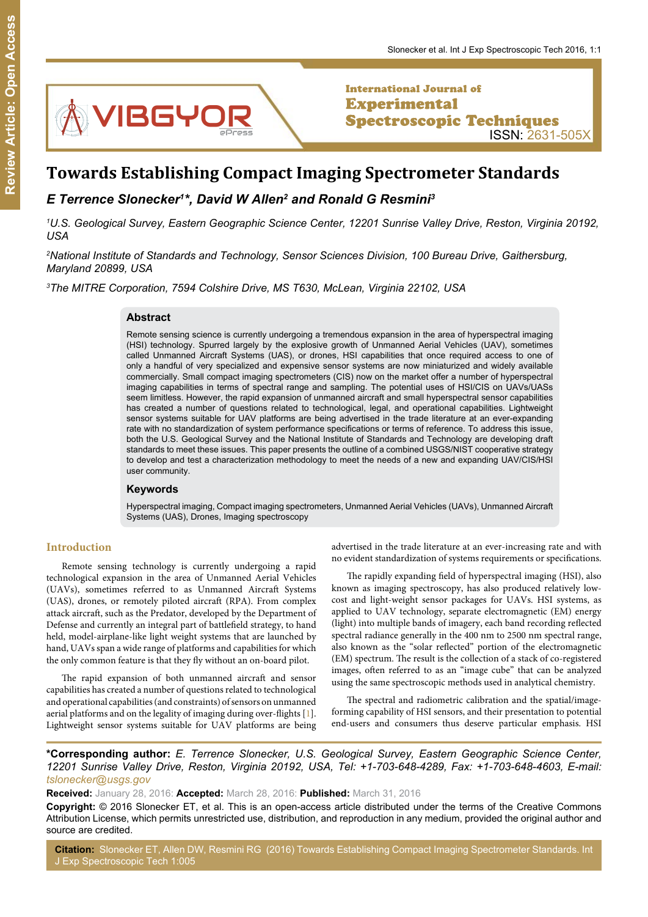Review Article: Open Access

International Journal of Experimental Spectroscopic Techniques

ISSN: 2631-505X

# Towards Establishing Compact Imaging Spectrometer Standards

***E Terrence Slonecker[1]\*, David W Allen[2] and Ronald G Resmini[3]***

*[1]U.S. Geological Survey, Eastern Geographic Science Center, 12201 Sunrise Valley Drive, Reston, Virginia 20192, USA*

*[2]National Institute of Standards and Technology, Sensor Sciences Division, 100 Bureau Drive, Gaithersburg, Maryland 20899, USA*

*[3]The MITRE Corporation, 7594 Colshire Drive, MS T630, McLean, Virginia 22102, USA*

## Abstract

Remote sensing science is currently undergoing a tremendous expansion in the area of hyperspectral imaging (HSI) technology. Spurred largely by the explosive growth of Unmanned Aerial Vehicles (UAV), sometimes called Unmanned Aircraft Systems (UAS), or drones, HSI capabilities that once required access to one of only a handful of very specialized and expensive sensor systems are now miniaturized and widely available commercially. Small compact imaging spectrometers (CIS) now on the market offer a number of hyperspectral imaging capabilities in terms of spectral range and sampling. The potential uses of HSI/CIS on UAVs/UASs seem limitless. However, the rapid expansion of unmanned aircraft and small hyperspectral sensor capabilities has created a number of questions related to technological, legal, and operational capabilities. Lightweight sensor systems suitable for UAV platforms are being advertised in the trade literature at an ever-expanding rate with no standardization of system performance specifications or terms of reference. To address this issue, both the U.S. Geological Survey and the National Institute of Standards and Technology are developing draft standards to meet these issues. This paper presents the outline of a combined USGS/NIST cooperative strategy to develop and test a characterization methodology to meet the needs of a new and expanding UAV/CIS/HSI user community.

## Keywords

Hyperspectral imaging, Compact imaging spectrometers, Unmanned Aerial Vehicles (UAVs), Unmanned Aircraft Systems (UAS), Drones, Imaging spectroscopy

## Introduction

Remote sensing technology is currently undergoing a rapid technological expansion in the area of Unmanned Aerial Vehicles (UAVs), sometimes referred to as Unmanned Aircraft Systems (UAS), drones, or remotely piloted aircraft (RPA). From complex attack aircraft, such as the Predator, developed by the Department of Defense and currently an integral part of battlefield strategy, to hand held, model-airplane-like light weight systems that are launched by hand, UAVs span a wide range of platforms and capabilities for which the only common feature is that they fly without an on-board pilot.

The rapid expansion of both unmanned aircraft and sensor capabilities has created a number of questions related to technological and operational capabilities (and constraints) of sensors on unmanned aerial platforms and on the legality of imaging during over-flights [1]. Lightweight sensor systems suitable for UAV platforms are being advertised in the trade literature at an ever-increasing rate and with no evident standardization of systems requirements or specifications.

The rapidly expanding field of hyperspectral imaging (HSI), also known as imaging spectroscopy, has also produced relatively low-cost and light-weight sensor packages for UAVs. HSI systems, as applied to UAV technology, separate electromagnetic (EM) energy (light) into multiple bands of imagery, each band recording reflected spectral radiance generally in the 400 nm to 2500 nm spectral range, also known as the "solar reflected" portion of the electromagnetic (EM) spectrum. The result is the collection of a stack of co-registered images, often referred to as an "image cube" that can be analyzed using the same spectroscopic methods used in analytical chemistry.

The spectral and radiometric calibration and the spatial/image-forming capability of HSI sensors, and their presentation to potential end-users and consumers thus deserve particular emphasis. HSI

**\*Corresponding author:** *E. Terrence Slonecker, U.S. Geological Survey, Eastern Geographic Science Center, 12201 Sunrise Valley Drive, Reston, Virginia 20192, USA, Tel: +1-703-648-4289, Fax: +1-703-648-4603, E-mail: tslonecker@usgs.gov*

**Received:** January 28, 2016: **Accepted:** March 28, 2016: **Published:** March 31, 2016

**Copyright:** © 2016 Slonecker ET, et al. This is an open-access article distributed under the terms of the Creative Commons Attribution License, which permits unrestricted use, distribution, and reproduction in any medium, provided the original author and source are credited.

**Citation:** Slonecker ET, Allen DW, Resmini RG (2016) Towards Establishing Compact Imaging Spectrometer Standards. Int J Exp Spectroscopic Tech 1:005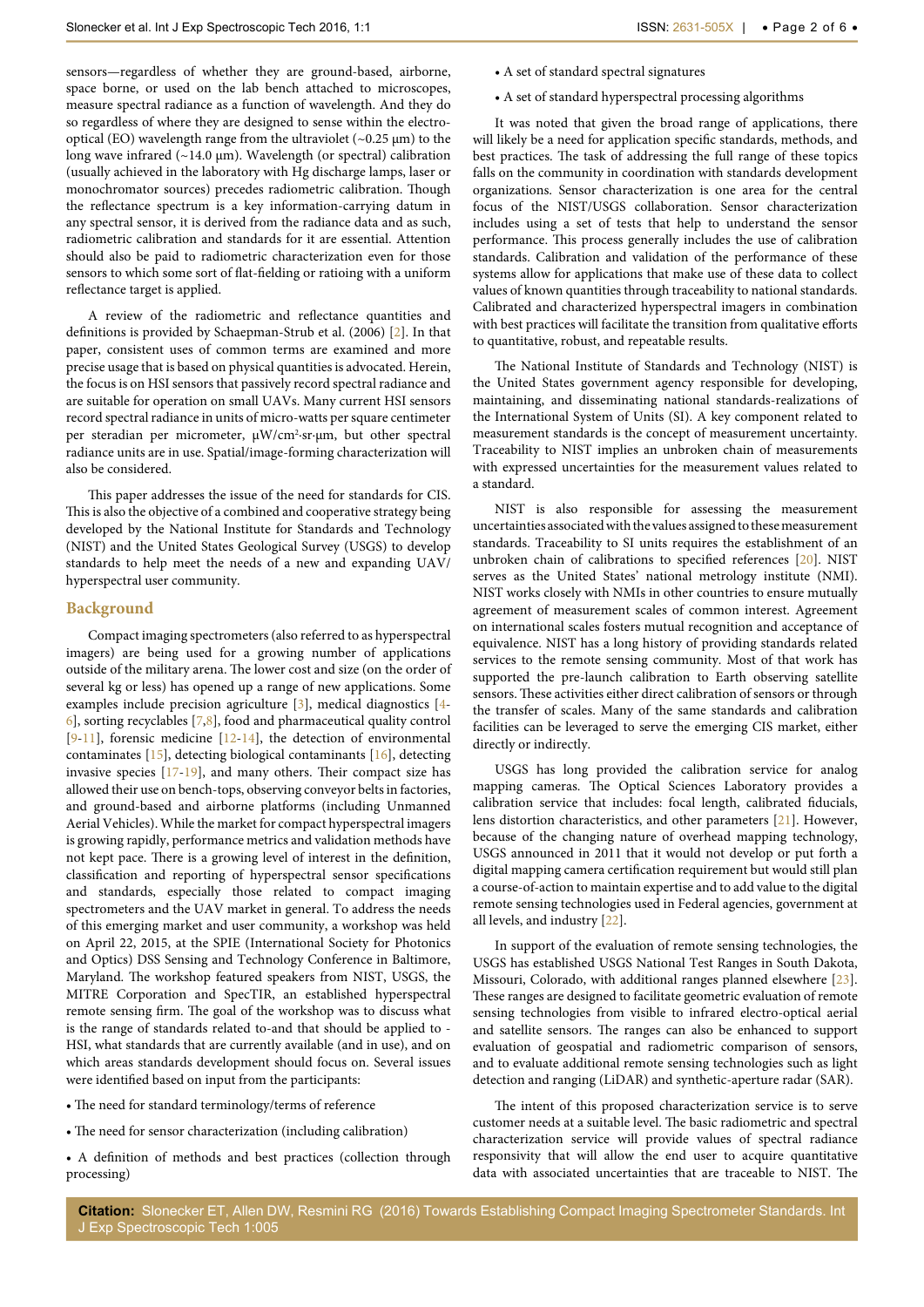sensors—regardless of whether they are ground-based, airborne, space borne, or used on the lab bench attached to microscopes, measure spectral radiance as a function of wavelength. And they do so regardless of where they are designed to sense within the electro-optical (EO) wavelength range from the ultraviolet (~0.25 μm) to the long wave infrared (~14.0 μm). Wavelength (or spectral) calibration (usually achieved in the laboratory with Hg discharge lamps, laser or monochromator sources) precedes radiometric calibration. Though the reflectance spectrum is a key information-carrying datum in any spectral sensor, it is derived from the radiance data and as such, radiometric calibration and standards for it are essential. Attention should also be paid to radiometric characterization even for those sensors to which some sort of flat-fielding or ratioing with a uniform reflectance target is applied.

A review of the radiometric and reflectance quantities and definitions is provided by Schaepman-Strub et al. (2006) [2]. In that paper, consistent uses of common terms are examined and more precise usage that is based on physical quantities is advocated. Herein, the focus is on HSI sensors that passively record spectral radiance and are suitable for operation on small UAVs. Many current HSI sensors record spectral radiance in units of micro-watts per square centimeter per steradian per micrometer, $\mu W/cm^2 \cdot sr \cdot \mu m$, but other spectral radiance units are in use. Spatial/image-forming characterization will also be considered.

This paper addresses the issue of the need for standards for CIS. This is also the objective of a combined and cooperative strategy being developed by the National Institute for Standards and Technology (NIST) and the United States Geological Survey (USGS) to develop standards to help meet the needs of a new and expanding UAV/hyperspectral user community.

## Background

Compact imaging spectrometers (also referred to as hyperspectral imagers) are being used for a growing number of applications outside of the military arena. The lower cost and size (on the order of several kg or less) has opened up a range of new applications. Some examples include precision agriculture [3], medical diagnostics [4-6], sorting recyclables [7,8], food and pharmaceutical quality control [9-11], forensic medicine [12-14], the detection of environmental contaminates [15], detecting biological contaminants [16], detecting invasive species [17-19], and many others. Their compact size has allowed their use on bench-tops, observing conveyor belts in factories, and ground-based and airborne platforms (including Unmanned Aerial Vehicles). While the market for compact hyperspectral imagers is growing rapidly, performance metrics and validation methods have not kept pace. There is a growing level of interest in the definition, classification and reporting of hyperspectral sensor specifications and standards, especially those related to compact imaging spectrometers and the UAV market in general. To address the needs of this emerging market and user community, a workshop was held on April 22, 2015, at the SPIE (International Society for Photonics and Optics) DSS Sensing and Technology Conference in Baltimore, Maryland. The workshop featured speakers from NIST, USGS, the MITRE Corporation and SpecTIR, an established hyperspectral remote sensing firm. The goal of the workshop was to discuss what is the range of standards related to-and that should be applicable to -HSI, what standards that are currently available (and in use), and on which areas standards development should focus on. Several issues were identified based on input from the participants:

- The need for standard terminology/terms of reference
- The need for sensor characterization (including calibration)
- A definition of methods and best practices (collection through processing)
- A set of standard spectral signatures
- A set of standard hyperspectral processing algorithms

It was noted that given the broad range of applications, there will likely be a need for application specific standards, methods, and best practices. The task of addressing the full range of these topics falls on the community in coordination with standards development organizations. Sensor characterization is one area for the central focus of the NIST/USGS collaboration. Sensor characterization includes using a set of tests that help to understand the sensor performance. This process generally includes the use of calibration standards. Calibration and validation of the performance of these systems allow for applications that make use of these data to collect values of known quantities through traceability to national standards. Calibrated and characterized hyperspectral imagers in combination with best practices will facilitate the transition from qualitative efforts to quantitative, robust, and repeatable results.

The National Institute of Standards and Technology (NIST) is the United States government agency responsible for developing, maintaining, and disseminating national standards-realizations of the International System of Units (SI). A key component related to measurement standards is the concept of measurement uncertainty. Traceability to NIST implies an unbroken chain of measurements with expressed uncertainties for the measurement values related to a standard.

NIST is also responsible for assessing the measurement uncertainties associated with the values assigned to these measurement standards. Traceability to SI units requires the establishment of an unbroken chain of calibrations to specified references [20]. NIST serves as the United States' national metrology institute (NMI). NIST works closely with NMIs in other countries to ensure mutually agreement of measurement scales of common interest. Agreement on international scales fosters mutual recognition and acceptance of equivalence. NIST has a long history of providing standards related services to the remote sensing community. Most of that work has supported the pre-launch calibration to Earth observing satellite sensors. These activities either direct calibration of sensors or through the transfer of scales. Many of the same standards and calibration facilities can be leveraged to serve the emerging CIS market, either directly or indirectly.

USGS has long provided the calibration service for analog mapping cameras. The Optical Sciences Laboratory provides a calibration service that includes: focal length, calibrated fiducials, lens distortion characteristics, and other parameters [21]. However, because of the changing nature of overhead mapping technology, USGS announced in 2011 that it would not develop or put forth a digital mapping camera certification requirement but would still plan a course-of-action to maintain expertise and to add value to the digital remote sensing technologies used in Federal agencies, government at all levels, and industry [22].

In support of the evaluation of remote sensing technologies, the USGS has established USGS National Test Ranges in South Dakota, Missouri, Colorado, with additional ranges planned elsewhere [23]. These ranges are designed to facilitate geometric evaluation of remote sensing technologies from visible to infrared electro-optical aerial and satellite sensors. The ranges can also be enhanced to support evaluation of geospatial and radiometric comparison of sensors, and to evaluate additional remote sensing technologies such as light detection and ranging (LiDAR) and synthetic-aperture radar (SAR).

The intent of this proposed characterization service is to serve customer needs at a suitable level. The basic radiometric and spectral characterization service will provide values of spectral radiance responsivity that will allow the end user to acquire quantitative data with associated uncertainties that are traceable to NIST. The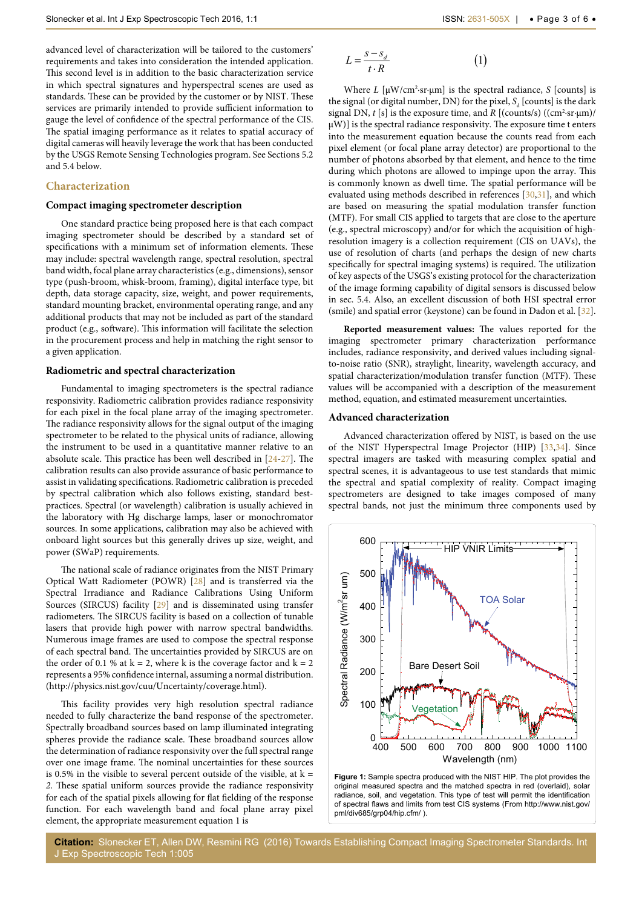advanced level of characterization will be tailored to the customers' requirements and takes into consideration the intended application. This second level is in addition to the basic characterization service in which spectral signatures and hyperspectral scenes are used as standards. These can be provided by the customer or by NIST. These services are primarily intended to provide sufficient information to gauge the level of confidence of the spectral performance of the CIS. The spatial imaging performance as it relates to spatial accuracy of digital cameras will heavily leverage the work that has been conducted by the USGS Remote Sensing Technologies program. See Sections 5.2 and 5.4 below.

## Characterization

### Compact imaging spectrometer description

One standard practice being proposed here is that each compact imaging spectrometer should be described by a standard set of specifications with a minimum set of information elements. These may include: spectral wavelength range, spectral resolution, spectral band width, focal plane array characteristics (e.g., dimensions), sensor type (push-broom, whisk-broom, framing), digital interface type, bit depth, data storage capacity, size, weight, and power requirements, standard mounting bracket, environmental operating range, and any additional products that may not be included as part of the standard product (e.g., software). This information will facilitate the selection in the procurement process and help in matching the right sensor to a given application.

### Radiometric and spectral characterization

Fundamental to imaging spectrometers is the spectral radiance responsivity. Radiometric calibration provides radiance responsivity for each pixel in the focal plane array of the imaging spectrometer. The radiance responsivity allows for the signal output of the imaging spectrometer to be related to the physical units of radiance, allowing the instrument to be used in a quantitative manner relative to an absolute scale. This practice has been well described in [24-27]. The calibration results can also provide assurance of basic performance to assist in validating specifications. Radiometric calibration is preceded by spectral calibration which also follows existing, standard best-practices. Spectral (or wavelength) calibration is usually achieved in the laboratory with Hg discharge lamps, laser or monochromator sources. In some applications, calibration may also be achieved with onboard light sources but this generally drives up size, weight, and power (SWaP) requirements.

The national scale of radiance originates from the NIST Primary Optical Watt Radiometer (POWR) [28] and is transferred via the Spectral Irradiance and Radiance Calibrations Using Uniform Sources (SIRCUS) facility [29] and is disseminated using transfer radiometers. The SIRCUS facility is based on a collection of tunable lasers that provide high power with narrow spectral bandwidths. Numerous image frames are used to compose the spectral response of each spectral band. The uncertainties provided by SIRCUS are on the order of 0.1 % at k = 2, where k is the coverage factor and k = 2 represents a 95% confidence internal, assuming a normal distribution. (http://physics.nist.gov/cuu/Uncertainty/coverage.html).

This facility provides very high resolution spectral radiance needed to fully characterize the band response of the spectrometer. Spectrally broadband sources based on lamp illuminated integrating spheres provide the radiance scale. These broadband sources allow the determination of radiance responsivity over the full spectral range over one image frame. The nominal uncertainties for these sources is 0.5% in the visible to several percent outside of the visible, at k = *2.* These spatially uniform sources provide the radiance responsivity for each of the spatial pixels allowing for flat fielding of the response function. For each wavelength band and focal plane array pixel element, the appropriate measurement equation 1 is

$$L = \frac{s - s_d}{t \cdot R} \qquad (1)$$

Where $L$ [μW/cm²·sr·μm] is the spectral radiance, $S$ [counts] is the signal (or digital number, DN) for the pixel, $S_d$ [counts] is the dark signal DN, $t$ [s] is the exposure time, and $R$ [(counts/s) ((cm²·sr·μm)/μW)] is the spectral radiance responsivity. The exposure time t enters into the measurement equation because the counts read from each pixel element (or focal plane array detector) are proportional to the number of photons absorbed by that element, and hence to the time during which photons are allowed to impinge upon the array. This is commonly known as dwell time**.** The spatial performance will be evaluated using methods described in references [30,31], and which are based on measuring the spatial modulation transfer function (MTF). For small CIS applied to targets that are close to the aperture (e.g., spectral microscopy) and/or for which the acquisition of high-resolution imagery is a collection requirement (CIS on UAVs), the use of resolution of charts (and perhaps the design of new charts specifically for spectral imaging systems) is required. The utilization of key aspects of the USGS's existing protocol for the characterization of the image forming capability of digital sensors is discussed below in sec. 5.4. Also, an excellent discussion of both HSI spectral error (smile) and spatial error (keystone) can be found in Dadon et al. [32].

**Reported measurement values:** The values reported for the imaging spectrometer primary characterization performance includes, radiance responsivity, and derived values including signal-to-noise ratio (SNR), straylight, linearity, wavelength accuracy, and spatial characterization/modulation transfer function (MTF). These values will be accompanied with a description of the measurement method, equation, and estimated measurement uncertainties.

### Advanced characterization

Advanced characterization offered by NIST, is based on the use of the NIST Hyperspectral Image Projector (HIP) [33,34]. Since spectral imagers are tasked with measuring complex spatial and spectral scenes, it is advantageous to use test standards that mimic the spectral and spatial complexity of reality. Compact imaging spectrometers are designed to take images composed of many spectral bands, not just the minimum three components used by

**Figure 1:** Sample spectra produced with the NIST HIP. The plot provides the original measured spectra and the matched spectra in red (overlaid), solar radiance, soil, and vegetation. This type of test will permit the identification of spectral flaws and limits from test CIS systems (From http://www.nist.gov/pml/div685/grp04/hip.cfm/ ).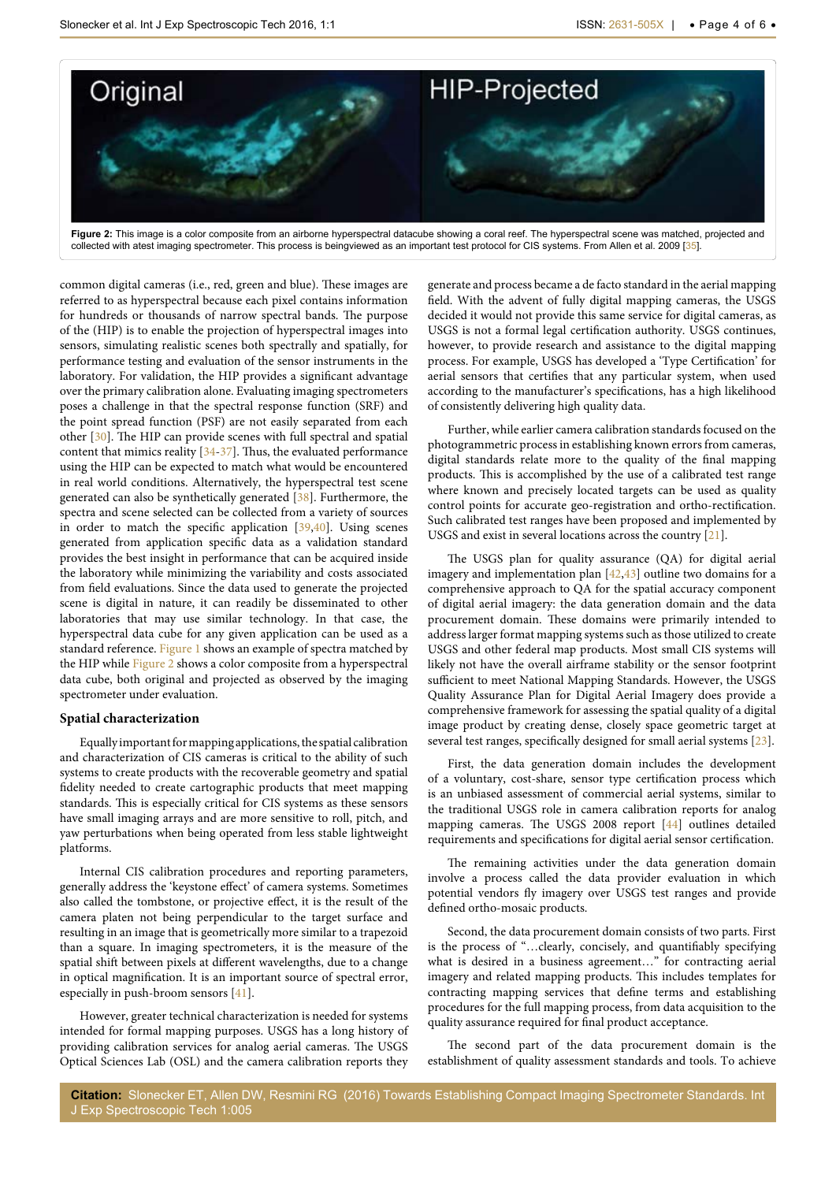Figure 2: This image is a color composite from an airborne hyperspectral datacube showing a coral reef. The hyperspectral scene was matched, projected and collected with atest imaging spectrometer. This process is beingviewed as an important test protocol for CIS systems. From Allen et al. 2009 [35].

common digital cameras (i.e., red, green and blue). These images are referred to as hyperspectral because each pixel contains information for hundreds or thousands of narrow spectral bands. The purpose of the (HIP) is to enable the projection of hyperspectral images into sensors, simulating realistic scenes both spectrally and spatially, for performance testing and evaluation of the sensor instruments in the laboratory. For validation, the HIP provides a significant advantage over the primary calibration alone. Evaluating imaging spectrometers poses a challenge in that the spectral response function (SRF) and the point spread function (PSF) are not easily separated from each other [30]. The HIP can provide scenes with full spectral and spatial content that mimics reality [34-37]. Thus, the evaluated performance using the HIP can be expected to match what would be encountered in real world conditions. Alternatively, the hyperspectral test scene generated can also be synthetically generated [38]. Furthermore, the spectra and scene selected can be collected from a variety of sources in order to match the specific application [39,40]. Using scenes generated from application specific data as a validation standard provides the best insight in performance that can be acquired inside the laboratory while minimizing the variability and costs associated from field evaluations. Since the data used to generate the projected scene is digital in nature, it can readily be disseminated to other laboratories that may use similar technology. In that case, the hyperspectral data cube for any given application can be used as a standard reference. Figure 1 shows an example of spectra matched by the HIP while Figure 2 shows a color composite from a hyperspectral data cube, both original and projected as observed by the imaging spectrometer under evaluation.

### Spatial characterization

Equally important for mapping applications, the spatial calibration and characterization of CIS cameras is critical to the ability of such systems to create products with the recoverable geometry and spatial fidelity needed to create cartographic products that meet mapping standards. This is especially critical for CIS systems as these sensors have small imaging arrays and are more sensitive to roll, pitch, and yaw perturbations when being operated from less stable lightweight platforms.

Internal CIS calibration procedures and reporting parameters, generally address the 'keystone effect' of camera systems. Sometimes also called the tombstone, or projective effect, it is the result of the camera platen not being perpendicular to the target surface and resulting in an image that is geometrically more similar to a trapezoid than a square. In imaging spectrometers, it is the measure of the spatial shift between pixels at different wavelengths, due to a change in optical magnification. It is an important source of spectral error, especially in push-broom sensors [41].

However, greater technical characterization is needed for systems intended for formal mapping purposes. USGS has a long history of providing calibration services for analog aerial cameras. The USGS Optical Sciences Lab (OSL) and the camera calibration reports they generate and process became a de facto standard in the aerial mapping field. With the advent of fully digital mapping cameras, the USGS decided it would not provide this same service for digital cameras, as USGS is not a formal legal certification authority. USGS continues, however, to provide research and assistance to the digital mapping process. For example, USGS has developed a 'Type Certification' for aerial sensors that certifies that any particular system, when used according to the manufacturer's specifications, has a high likelihood of consistently delivering high quality data.

Further, while earlier camera calibration standards focused on the photogrammetric process in establishing known errors from cameras, digital standards relate more to the quality of the final mapping products. This is accomplished by the use of a calibrated test range where known and precisely located targets can be used as quality control points for accurate geo-registration and ortho-rectification. Such calibrated test ranges have been proposed and implemented by USGS and exist in several locations across the country [21].

The USGS plan for quality assurance (QA) for digital aerial imagery and implementation plan [42,43] outline two domains for a comprehensive approach to QA for the spatial accuracy component of digital aerial imagery: the data generation domain and the procurement domain. These domains were primarily intended to address larger format mapping systems such as those utilized to create USGS and other federal map products. Most small CIS systems will likely not have the overall airframe stability or the sensor footprint sufficient to meet National Mapping Standards. However, the USGS Quality Assurance Plan for Digital Aerial Imagery does provide a comprehensive framework for assessing the spatial quality of a digital image product by creating dense, closely space geometric target at several test ranges, specifically designed for small aerial systems [23].

First, the data generation domain includes the development of a voluntary, cost-share, sensor type certification process which is an unbiased assessment of commercial aerial systems, similar to the traditional USGS role in camera calibration reports for analog mapping cameras. The USGS 2008 report [44] outlines detailed requirements and specifications for digital aerial sensor certification.

The remaining activities under the data generation domain involve a process called the data provider evaluation in which potential vendors fly imagery over USGS test ranges and provide defined ortho-mosaic products.

Second, the data procurement domain consists of two parts. First is the process of "…clearly, concisely, and quantifiably specifying what is desired in a business agreement…" for contracting aerial imagery and related mapping products. This includes templates for contracting mapping services that define terms and establishing procedures for the full mapping process, from data acquisition to the quality assurance required for final product acceptance.

The second part of the data procurement domain is the establishment of quality assessment standards and tools. To achieve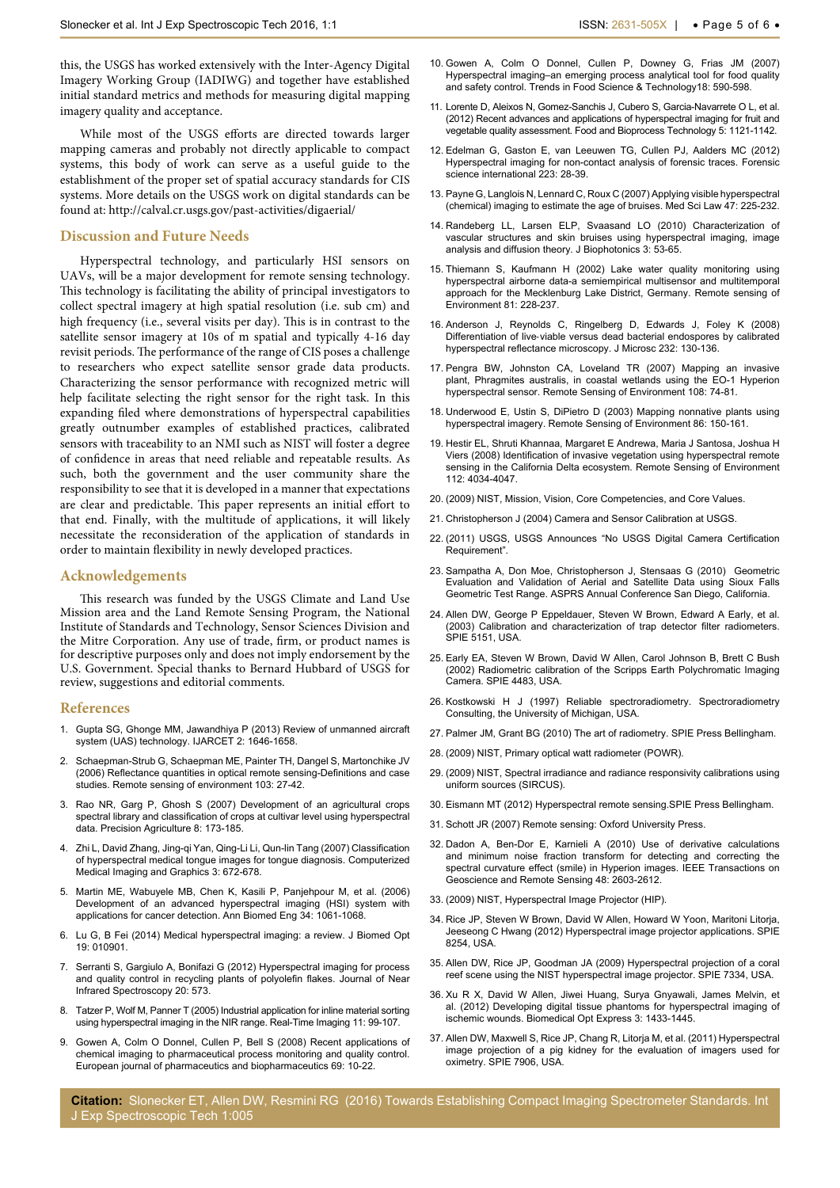this, the USGS has worked extensively with the Inter-Agency Digital Imagery Working Group (IADIWG) and together have established initial standard metrics and methods for measuring digital mapping imagery quality and acceptance.

While most of the USGS efforts are directed towards larger mapping cameras and probably not directly applicable to compact systems, this body of work can serve as a useful guide to the establishment of the proper set of spatial accuracy standards for CIS systems. More details on the USGS work on digital standards can be found at: http://calval.cr.usgs.gov/past-activities/digaerial/

## Discussion and Future Needs

Hyperspectral technology, and particularly HSI sensors on UAVs, will be a major development for remote sensing technology. This technology is facilitating the ability of principal investigators to collect spectral imagery at high spatial resolution (i.e. sub cm) and high frequency (i.e., several visits per day). This is in contrast to the satellite sensor imagery at 10s of m spatial and typically 4-16 day revisit periods. The performance of the range of CIS poses a challenge to researchers who expect satellite sensor grade data products. Characterizing the sensor performance with recognized metric will help facilitate selecting the right sensor for the right task. In this expanding filed where demonstrations of hyperspectral capabilities greatly outnumber examples of established practices, calibrated sensors with traceability to an NMI such as NIST will foster a degree of confidence in areas that need reliable and repeatable results. As such, both the government and the user community share the responsibility to see that it is developed in a manner that expectations are clear and predictable. This paper represents an initial effort to that end. Finally, with the multitude of applications, it will likely necessitate the reconsideration of the application of standards in order to maintain flexibility in newly developed practices.

## Acknowledgements

This research was funded by the USGS Climate and Land Use Mission area and the Land Remote Sensing Program, the National Institute of Standards and Technology, Sensor Sciences Division and the Mitre Corporation. Any use of trade, firm, or product names is for descriptive purposes only and does not imply endorsement by the U.S. Government. Special thanks to Bernard Hubbard of USGS for review, suggestions and editorial comments.

## References

1. Gupta SG, Ghonge MM, Jawandhiya P (2013) Review of unmanned aircraft system (UAS) technology. IJARCET 2: 1646-1658.
2. Schaepman-Strub G, Schaepman ME, Painter TH, Dangel S, Martonchike JV (2006) Reflectance quantities in optical remote sensing-Definitions and case studies. Remote sensing of environment 103: 27-42.
3. Rao NR, Garg P, Ghosh S (2007) Development of an agricultural crops spectral library and classification of crops at cultivar level using hyperspectral data. Precision Agriculture 8: 173-185.
4. Zhi L, David Zhang, Jing-qi Yan, Qing-Li Li, Qun-lin Tang (2007) Classification of hyperspectral medical tongue images for tongue diagnosis. Computerized Medical Imaging and Graphics 3: 672-678.
5. Martin ME, Wabuyele MB, Chen K, Kasili P, Panjehpour M, et al. (2006) Development of an advanced hyperspectral imaging (HSI) system with applications for cancer detection. Ann Biomed Eng 34: 1061-1068.
6. Lu G, B Fei (2014) Medical hyperspectral imaging: a review. J Biomed Opt 19: 010901.
7. Serranti S, Gargiulo A, Bonifazi G (2012) Hyperspectral imaging for process and quality control in recycling plants of polyolefin flakes. Journal of Near Infrared Spectroscopy 20: 573.
8. Tatzer P, Wolf M, Panner T (2005) Industrial application for inline material sorting using hyperspectral imaging in the NIR range. Real-Time Imaging 11: 99-107.
9. Gowen A, Colm O Donnel, Cullen P, Bell S (2008) Recent applications of chemical imaging to pharmaceutical process monitoring and quality control. European journal of pharmaceutics and biopharmaceutics 69: 10-22.
10. Gowen A, Colm O Donnel, Cullen P, Downey G, Frias JM (2007) Hyperspectral imaging–an emerging process analytical tool for food quality and safety control. Trends in Food Science & Technology18: 590-598.
11. Lorente D, Aleixos N, Gomez-Sanchis J, Cubero S, Garcia-Navarrete O L, et al. (2012) Recent advances and applications of hyperspectral imaging for fruit and vegetable quality assessment. Food and Bioprocess Technology 5: 1121-1142.
12. Edelman G, Gaston E, van Leeuwen TG, Cullen PJ, Aalders MC (2012) Hyperspectral imaging for non-contact analysis of forensic traces. Forensic science international 223: 28-39.
13. Payne G, Langlois N, Lennard C, Roux C (2007) Applying visible hyperspectral (chemical) imaging to estimate the age of bruises. Med Sci Law 47: 225-232.
14. Randeberg LL, Larsen ELP, Svaasand LO (2010) Characterization of vascular structures and skin bruises using hyperspectral imaging, image analysis and diffusion theory. J Biophotonics 3: 53-65.
15. Thiemann S, Kaufmann H (2002) Lake water quality monitoring using hyperspectral airborne data-a semiempirical multisensor and multitemporal approach for the Mecklenburg Lake District, Germany. Remote sensing of Environment 81: 228-237.
16. Anderson J, Reynolds C, Ringelberg D, Edwards J, Foley K (2008) Differentiation of live-viable versus dead bacterial endospores by calibrated hyperspectral reflectance microscopy. J Microsc 232: 130-136.
17. Pengra BW, Johnston CA, Loveland TR (2007) Mapping an invasive plant, Phragmites australis, in coastal wetlands using the EO-1 Hyperion hyperspectral sensor. Remote Sensing of Environment 108: 74-81.
18. Underwood E, Ustin S, DiPietro D (2003) Mapping nonnative plants using hyperspectral imagery. Remote Sensing of Environment 86: 150-161.
19. Hestir EL, Shruti Khannaa, Margaret E Andrewa, Maria J Santosa, Joshua H Viers (2008) Identification of invasive vegetation using hyperspectral remote sensing in the California Delta ecosystem. Remote Sensing of Environment 112: 4034-4047.
20. (2009) NIST, Mission, Vision, Core Competencies, and Core Values.
21. Christopherson J (2004) Camera and Sensor Calibration at USGS.
22. (2011) USGS, USGS Announces "No USGS Digital Camera Certification Requirement".
23. Sampatha A, Don Moe, Christopherson J, Stensaas G (2010) Geometric Evaluation and Validation of Aerial and Satellite Data using Sioux Falls Geometric Test Range. ASPRS Annual Conference San Diego, California.
24. Allen DW, George P Eppeldauer, Steven W Brown, Edward A Early, et al. (2003) Calibration and characterization of trap detector filter radiometers. SPIE 5151, USA.
25. Early EA, Steven W Brown, David W Allen, Carol Johnson B, Brett C Bush (2002) Radiometric calibration of the Scripps Earth Polychromatic Imaging Camera. SPIE 4483, USA.
26. Kostkowski H J (1997) Reliable spectroradiometry. Spectroradiometry Consulting, the University of Michigan, USA.
27. Palmer JM, Grant BG (2010) The art of radiometry. SPIE Press Bellingham.
28. (2009) NIST, Primary optical watt radiometer (POWR).
29. (2009) NIST, Spectral irradiance and radiance responsivity calibrations using uniform sources (SIRCUS).
30. Eismann MT (2012) Hyperspectral remote sensing.SPIE Press Bellingham.
31. Schott JR (2007) Remote sensing: Oxford University Press.
32. Dadon A, Ben-Dor E, Karnieli A (2010) Use of derivative calculations and minimum noise fraction transform for detecting and correcting the spectral curvature effect (smile) in Hyperion images. IEEE Transactions on Geoscience and Remote Sensing 48: 2603-2612.
33. (2009) NIST, Hyperspectral Image Projector (HIP).
34. Rice JP, Steven W Brown, David W Allen, Howard W Yoon, Maritoni Litorja, Jeeseong C Hwang (2012) Hyperspectral image projector applications. SPIE 8254, USA.
35. Allen DW, Rice JP, Goodman JA (2009) Hyperspectral projection of a coral reef scene using the NIST hyperspectral image projector. SPIE 7334, USA.
36. Xu R X, David W Allen, Jiwei Huang, Surya Gnyawali, James Melvin, et al. (2012) Developing digital tissue phantoms for hyperspectral imaging of ischemic wounds. Biomedical Opt Express 3: 1433-1445.
37. Allen DW, Maxwell S, Rice JP, Chang R, Litorja M, et al. (2011) Hyperspectral image projection of a pig kidney for the evaluation of imagers used for oximetry. SPIE 7906, USA.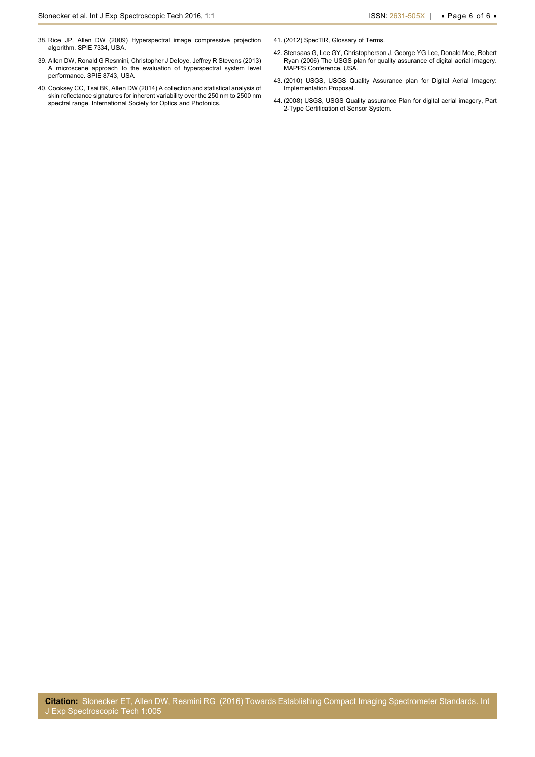38. Rice JP, Allen DW (2009) Hyperspectral image compressive projection algorithm. SPIE 7334, USA.

39. Allen DW, Ronald G Resmini, Christopher J Deloye, Jeffrey R Stevens (2013) A microscene approach to the evaluation of hyperspectral system level performance. SPIE 8743, USA.

40. Cooksey CC, Tsai BK, Allen DW (2014) A collection and statistical analysis of skin reflectance signatures for inherent variability over the 250 nm to 2500 nm spectral range. International Society for Optics and Photonics.

41. (2012) SpecTIR, Glossary of Terms.

42. Stensaas G, Lee GY, Christopherson J, George YG Lee, Donald Moe, Robert Ryan (2006) The USGS plan for quality assurance of digital aerial imagery. MAPPS Conference, USA.

43. (2010) USGS, USGS Quality Assurance plan for Digital Aerial Imagery: Implementation Proposal.

44. (2008) USGS, USGS Quality assurance Plan for digital aerial imagery, Part 2-Type Certification of Sensor System.

**Citation:** Slonecker ET, Allen DW, Resmini RG (2016) Towards Establishing Compact Imaging Spectrometer Standards. Int J Exp Spectroscopic Tech 1:005